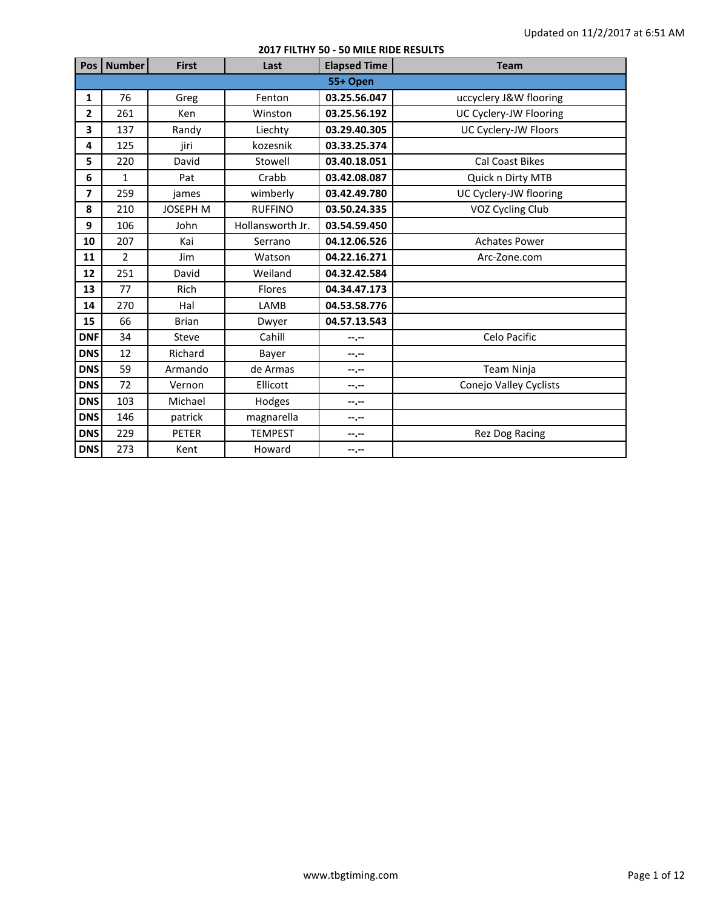Updated on 11/2/2017 at 6:51 AM

**2017 FILTHY 50 - 50 MILE RIDE RESULTS**

| Pos | Number | First | Last | Elapsed Time | Team |
|---|---|---|---|---|---|
| | | | **55+ Open** | | |
| **1** | 76 | Greg | Fenton | **03.25.56.047** | uccyclery J&W flooring |
| **2** | 261 | Ken | Winston | **03.25.56.192** | UC Cyclery-JW Flooring |
| **3** | 137 | Randy | Liechty | **03.29.40.305** | UC Cyclery-JW Floors |
| **4** | 125 | jiri | kozesnik | **03.33.25.374** | |
| **5** | 220 | David | Stowell | **03.40.18.051** | Cal Coast Bikes |
| **6** | 1 | Pat | Crabb | **03.42.08.087** | Quick n Dirty MTB |
| **7** | 259 | james | wimberly | **03.42.49.780** | UC Cyclery-JW flooring |
| **8** | 210 | JOSEPH M | RUFFINO | **03.50.24.335** | VOZ Cycling Club |
| **9** | 106 | John | Hollansworth Jr. | **03.54.59.450** | |
| **10** | 207 | Kai | Serrano | **04.12.06.526** | Achates Power |
| **11** | 2 | Jim | Watson | **04.22.16.271** | Arc-Zone.com |
| **12** | 251 | David | Weiland | **04.32.42.584** | |
| **13** | 77 | Rich | Flores | **04.34.47.173** | |
| **14** | 270 | Hal | LAMB | **04.53.58.776** | |
| **15** | 66 | Brian | Dwyer | **04.57.13.543** | |
| **DNF** | 34 | Steve | Cahill | **--.--** | Celo Pacific |
| **DNS** | 12 | Richard | Bayer | **--.--** | |
| **DNS** | 59 | Armando | de Armas | **--.--** | Team Ninja |
| **DNS** | 72 | Vernon | Ellicott | **--.--** | Conejo Valley Cyclists |
| **DNS** | 103 | Michael | Hodges | **--.--** | |
| **DNS** | 146 | patrick | magnarella | **--.--** | |
| **DNS** | 229 | PETER | TEMPEST | **--.--** | Rez Dog Racing |
| **DNS** | 273 | Kent | Howard | **--.--** | |

www.tbgtiming.com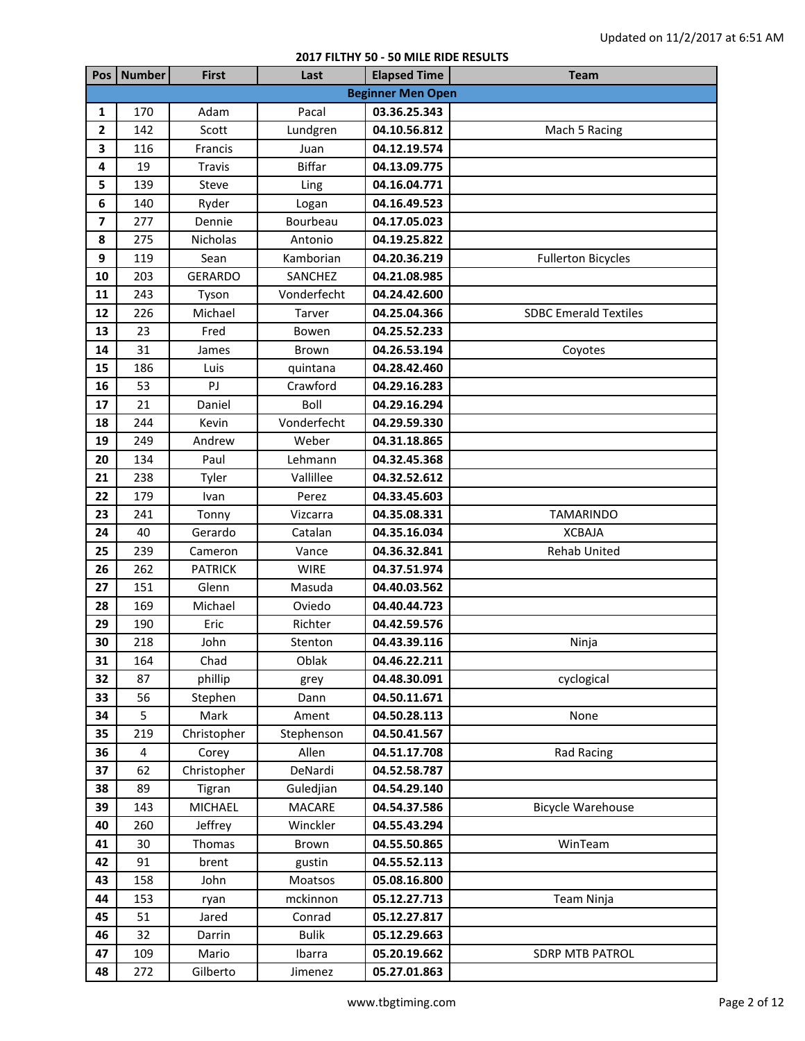Updated on 11/2/2017 at 6:51 AM

**2017 FILTHY 50 - 50 MILE RIDE RESULTS**

| Pos | Number | First | Last | Elapsed Time | Team |
|---|---|---|---|---|---|
| **Beginner Men Open** | | | | | |
| 1 | 170 | Adam | Pacal | 03.36.25.343 | |
| 2 | 142 | Scott | Lundgren | 04.10.56.812 | Mach 5 Racing |
| 3 | 116 | Francis | Juan | 04.12.19.574 | |
| 4 | 19 | Travis | Biffar | 04.13.09.775 | |
| 5 | 139 | Steve | Ling | 04.16.04.771 | |
| 6 | 140 | Ryder | Logan | 04.16.49.523 | |
| 7 | 277 | Dennie | Bourbeau | 04.17.05.023 | |
| 8 | 275 | Nicholas | Antonio | 04.19.25.822 | |
| 9 | 119 | Sean | Kamborian | 04.20.36.219 | Fullerton Bicycles |
| 10 | 203 | GERARDO | SANCHEZ | 04.21.08.985 | |
| 11 | 243 | Tyson | Vonderfecht | 04.24.42.600 | |
| 12 | 226 | Michael | Tarver | 04.25.04.366 | SDBC Emerald Textiles |
| 13 | 23 | Fred | Bowen | 04.25.52.233 | |
| 14 | 31 | James | Brown | 04.26.53.194 | Coyotes |
| 15 | 186 | Luis | quintana | 04.28.42.460 | |
| 16 | 53 | PJ | Crawford | 04.29.16.283 | |
| 17 | 21 | Daniel | Boll | 04.29.16.294 | |
| 18 | 244 | Kevin | Vonderfecht | 04.29.59.330 | |
| 19 | 249 | Andrew | Weber | 04.31.18.865 | |
| 20 | 134 | Paul | Lehmann | 04.32.45.368 | |
| 21 | 238 | Tyler | Vallillee | 04.32.52.612 | |
| 22 | 179 | Ivan | Perez | 04.33.45.603 | |
| 23 | 241 | Tonny | Vizcarra | 04.35.08.331 | TAMARINDO |
| 24 | 40 | Gerardo | Catalan | 04.35.16.034 | XCBAJA |
| 25 | 239 | Cameron | Vance | 04.36.32.841 | Rehab United |
| 26 | 262 | PATRICK | WIRE | 04.37.51.974 | |
| 27 | 151 | Glenn | Masuda | 04.40.03.562 | |
| 28 | 169 | Michael | Oviedo | 04.40.44.723 | |
| 29 | 190 | Eric | Richter | 04.42.59.576 | |
| 30 | 218 | John | Stenton | 04.43.39.116 | Ninja |
| 31 | 164 | Chad | Oblak | 04.46.22.211 | |
| 32 | 87 | phillip | grey | 04.48.30.091 | cyclogical |
| 33 | 56 | Stephen | Dann | 04.50.11.671 | |
| 34 | 5 | Mark | Ament | 04.50.28.113 | None |
| 35 | 219 | Christopher | Stephenson | 04.50.41.567 | |
| 36 | 4 | Corey | Allen | 04.51.17.708 | Rad Racing |
| 37 | 62 | Christopher | DeNardi | 04.52.58.787 | |
| 38 | 89 | Tigran | Guledjian | 04.54.29.140 | |
| 39 | 143 | MICHAEL | MACARE | 04.54.37.586 | Bicycle Warehouse |
| 40 | 260 | Jeffrey | Winckler | 04.55.43.294 | |
| 41 | 30 | Thomas | Brown | 04.55.50.865 | WinTeam |
| 42 | 91 | brent | gustin | 04.55.52.113 | |
| 43 | 158 | John | Moatsos | 05.08.16.800 | |
| 44 | 153 | ryan | mckinnon | 05.12.27.713 | Team Ninja |
| 45 | 51 | Jared | Conrad | 05.12.27.817 | |
| 46 | 32 | Darrin | Bulik | 05.12.29.663 | |
| 47 | 109 | Mario | Ibarra | 05.20.19.662 | SDRP MTB PATROL |
| 48 | 272 | Gilberto | Jimenez | 05.27.01.863 | |

www.tbgtiming.com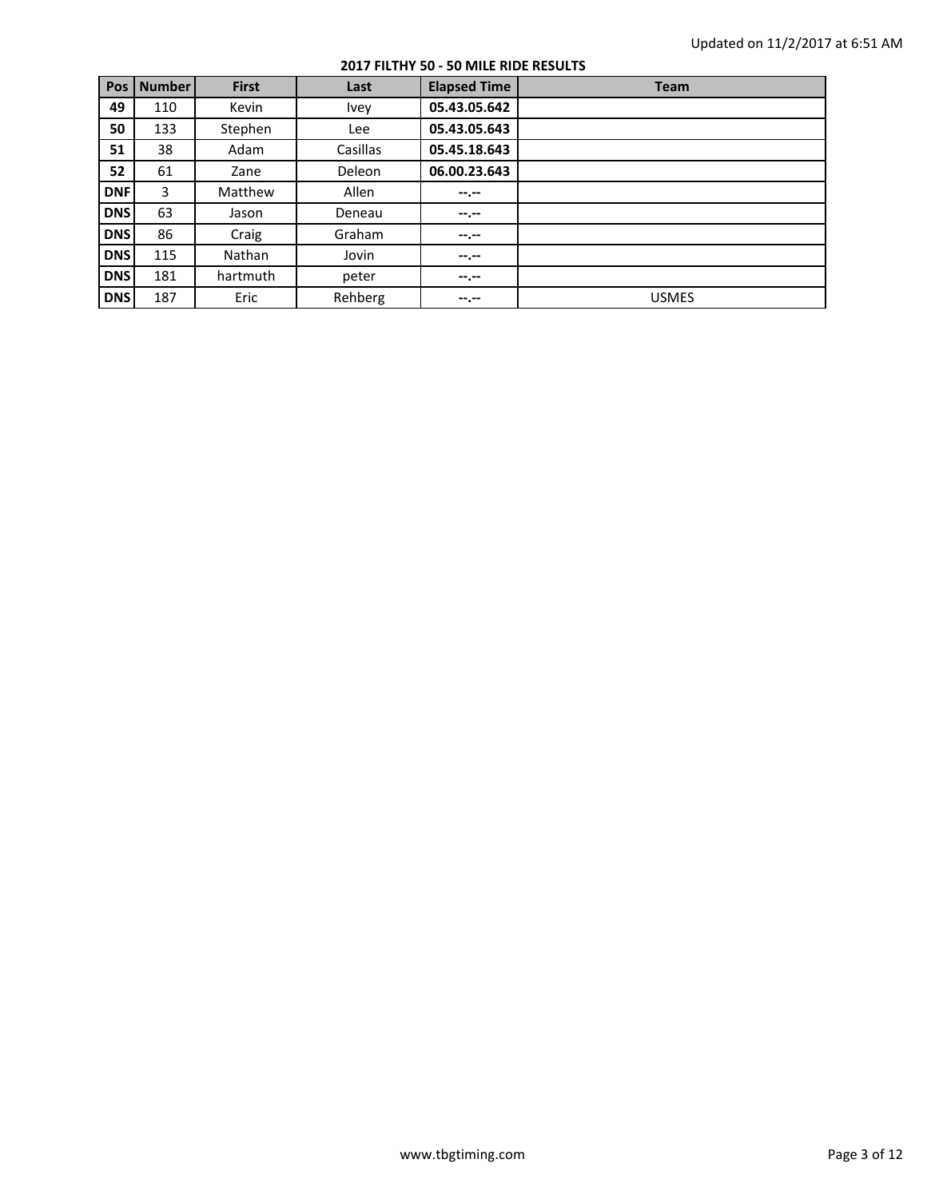**2017 FILTHY 50 - 50 MILE RIDE RESULTS**

| Pos | Number | First | Last | Elapsed Time | Team |
|---|---|---|---|---|---|
| **49** | 110 | Kevin | Ivey | **05.43.05.642** | |
| **50** | 133 | Stephen | Lee | **05.43.05.643** | |
| **51** | 38 | Adam | Casillas | **05.45.18.643** | |
| **52** | 61 | Zane | Deleon | **06.00.23.643** | |
| **DNF** | 3 | Matthew | Allen | --.-- | |
| **DNS** | 63 | Jason | Deneau | --.-- | |
| **DNS** | 86 | Craig | Graham | --.-- | |
| **DNS** | 115 | Nathan | Jovin | --.-- | |
| **DNS** | 181 | hartmuth | peter | --.-- | |
| **DNS** | 187 | Eric | Rehberg | --.-- | USMES |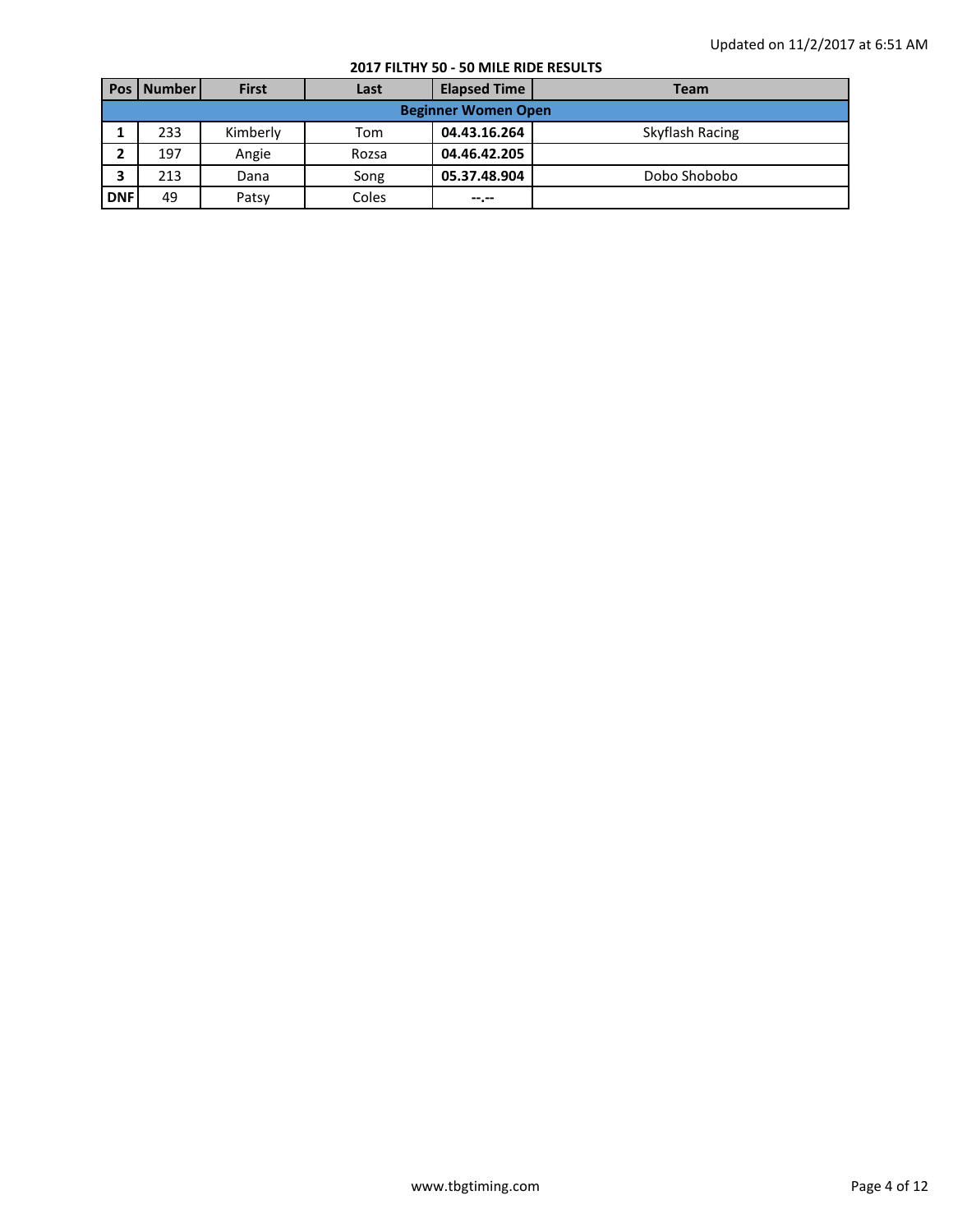Updated on 11/2/2017 at 6:51 AM

**2017 FILTHY 50 - 50 MILE RIDE RESULTS**

| Pos | Number | First | Last | Elapsed Time | Team |
|---|---|---|---|---|---|
| **Beginner Women Open** | | | | | |
| **1** | 233 | Kimberly | Tom | **04.43.16.264** | Skyflash Racing |
| **2** | 197 | Angie | Rozsa | **04.46.42.205** | |
| **3** | 213 | Dana | Song | **05.37.48.904** | Dobo Shobobo |
| **DNF** | 49 | Patsy | Coles | **--.--** | |

www.tbgtiming.com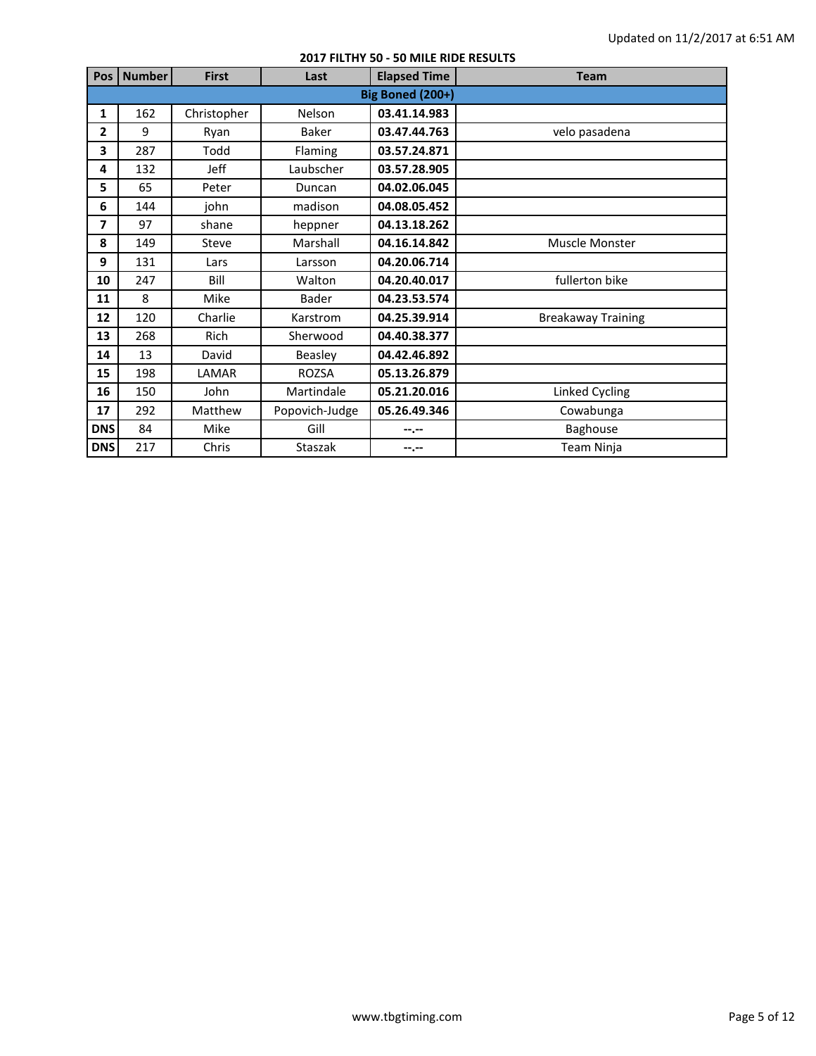Updated on 11/2/2017 at 6:51 AM

**2017 FILTHY 50 - 50 MILE RIDE RESULTS**

| Pos | Number | First | Last | Elapsed Time | Team |
|---|---|---|---|---|---|
| **Big Boned (200+)** | | | | | |
| **1** | 162 | Christopher | Nelson | **03.41.14.983** | |
| **2** | 9 | Ryan | Baker | **03.47.44.763** | velo pasadena |
| **3** | 287 | Todd | Flaming | **03.57.24.871** | |
| **4** | 132 | Jeff | Laubscher | **03.57.28.905** | |
| **5** | 65 | Peter | Duncan | **04.02.06.045** | |
| **6** | 144 | john | madison | **04.08.05.452** | |
| **7** | 97 | shane | heppner | **04.13.18.262** | |
| **8** | 149 | Steve | Marshall | **04.16.14.842** | Muscle Monster |
| **9** | 131 | Lars | Larsson | **04.20.06.714** | |
| **10** | 247 | Bill | Walton | **04.20.40.017** | fullerton bike |
| **11** | 8 | Mike | Bader | **04.23.53.574** | |
| **12** | 120 | Charlie | Karstrom | **04.25.39.914** | Breakaway Training |
| **13** | 268 | Rich | Sherwood | **04.40.38.377** | |
| **14** | 13 | David | Beasley | **04.42.46.892** | |
| **15** | 198 | LAMAR | ROZSA | **05.13.26.879** | |
| **16** | 150 | John | Martindale | **05.21.20.016** | Linked Cycling |
| **17** | 292 | Matthew | Popovich-Judge | **05.26.49.346** | Cowabunga |
| **DNS** | 84 | Mike | Gill | **--.--** | Baghouse |
| **DNS** | 217 | Chris | Staszak | **--.--** | Team Ninja |

www.tbgtiming.com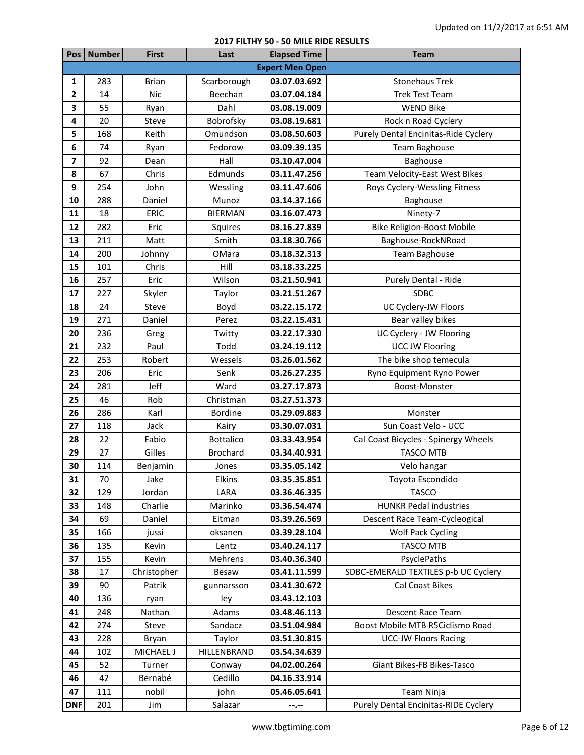Updated on 11/2/2017 at 6:51 AM

## 2017 FILTHY 50 - 50 MILE RIDE RESULTS

| Pos | Number | First | Last | Elapsed Time | Team |
|---|---|---|---|---|---|
| | | | | **Expert Men Open** | |
| **1** | 283 | Brian | Scarborough | **03.07.03.692** | Stonehaus Trek |
| **2** | 14 | Nic | Beechan | **03.07.04.184** | Trek Test Team |
| **3** | 55 | Ryan | Dahl | **03.08.19.009** | WEND Bike |
| **4** | 20 | Steve | Bobrofsky | **03.08.19.681** | Rock n Road Cyclery |
| **5** | 168 | Keith | Omundson | **03.08.50.603** | Purely Dental Encinitas-Ride Cyclery |
| **6** | 74 | Ryan | Fedorow | **03.09.39.135** | Team Baghouse |
| **7** | 92 | Dean | Hall | **03.10.47.004** | Baghouse |
| **8** | 67 | Chris | Edmunds | **03.11.47.256** | Team Velocity-East West Bikes |
| **9** | 254 | John | Wessling | **03.11.47.606** | Roys Cyclery-Wessling Fitness |
| **10** | 288 | Daniel | Munoz | **03.14.37.166** | Baghouse |
| **11** | 18 | ERIC | BIERMAN | **03.16.07.473** | Ninety-7 |
| **12** | 282 | Eric | Squires | **03.16.27.839** | Bike Religion-Boost Mobile |
| **13** | 211 | Matt | Smith | **03.18.30.766** | Baghouse-RockNRoad |
| **14** | 200 | Johnny | OMara | **03.18.32.313** | Team Baghouse |
| **15** | 101 | Chris | Hill | **03.18.33.225** | |
| **16** | 257 | Eric | Wilson | **03.21.50.941** | Purely Dental - Ride |
| **17** | 227 | Skyler | Taylor | **03.21.51.267** | SDBC |
| **18** | 24 | Steve | Boyd | **03.22.15.172** | UC Cyclery-JW Floors |
| **19** | 271 | Daniel | Perez | **03.22.15.431** | Bear valley bikes |
| **20** | 236 | Greg | Twitty | **03.22.17.330** | UC Cyclery - JW Flooring |
| **21** | 232 | Paul | Todd | **03.24.19.112** | UCC JW Flooring |
| **22** | 253 | Robert | Wessels | **03.26.01.562** | The bike shop temecula |
| **23** | 206 | Eric | Senk | **03.26.27.235** | Ryno Equipment Ryno Power |
| **24** | 281 | Jeff | Ward | **03.27.17.873** | Boost-Monster |
| **25** | 46 | Rob | Christman | **03.27.51.373** | |
| **26** | 286 | Karl | Bordine | **03.29.09.883** | Monster |
| **27** | 118 | Jack | Kairy | **03.30.07.031** | Sun Coast Velo - UCC |
| **28** | 22 | Fabio | Bottalico | **03.33.43.954** | Cal Coast Bicycles - Spinergy Wheels |
| **29** | 27 | Gilles | Brochard | **03.34.40.931** | TASCO MTB |
| **30** | 114 | Benjamin | Jones | **03.35.05.142** | Velo hangar |
| **31** | 70 | Jake | Elkins | **03.35.35.851** | Toyota Escondido |
| **32** | 129 | Jordan | LARA | **03.36.46.335** | TASCO |
| **33** | 148 | Charlie | Marinko | **03.36.54.474** | HUNKR Pedal industries |
| **34** | 69 | Daniel | Eitman | **03.39.26.569** | Descent Race Team-Cycleogical |
| **35** | 166 | jussi | oksanen | **03.39.28.104** | Wolf Pack Cycling |
| **36** | 135 | Kevin | Lentz | **03.40.24.117** | TASCO MTB |
| **37** | 155 | Kevin | Mehrens | **03.40.36.340** | PsyclePaths |
| **38** | 17 | Christopher | Besaw | **03.41.11.599** | SDBC-EMERALD TEXTILES p-b UC Cyclery |
| **39** | 90 | Patrik | gunnarsson | **03.41.30.672** | Cal Coast Bikes |
| **40** | 136 | ryan | ley | **03.43.12.103** | |
| **41** | 248 | Nathan | Adams | **03.48.46.113** | Descent Race Team |
| **42** | 274 | Steve | Sandacz | **03.51.04.984** | Boost Mobile MTB R5Ciclismo Road |
| **43** | 228 | Bryan | Taylor | **03.51.30.815** | UCC-JW Floors Racing |
| **44** | 102 | MICHAEL J | HILLENBRAND | **03.54.34.639** | |
| **45** | 52 | Turner | Conway | **04.02.00.264** | Giant Bikes-FB Bikes-Tasco |
| **46** | 42 | Bernabé | Cedillo | **04.16.33.914** | |
| **47** | 111 | nobil | john | **05.46.05.641** | Team Ninja |
| **DNF** | 201 | Jim | Salazar | **--.--** | Purely Dental Encinitas-RIDE Cyclery |

www.tbgtiming.com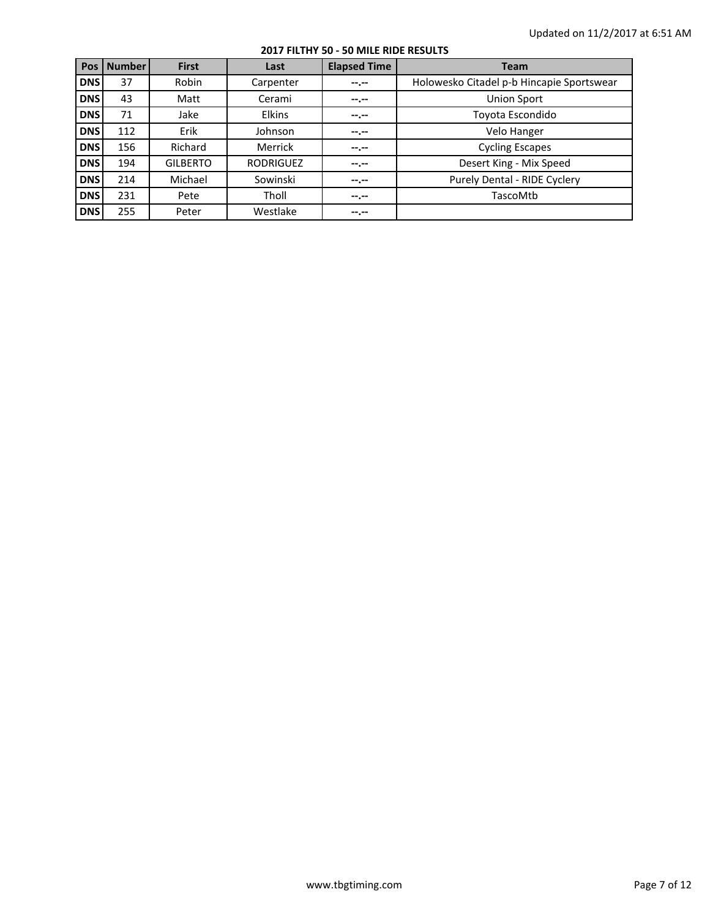**2017 FILTHY 50 - 50 MILE RIDE RESULTS**

| Pos | Number | First | Last | Elapsed Time | Team |
|---|---|---|---|---|---|
| DNS | 37 | Robin | Carpenter | --.-- | Holowesko Citadel p-b Hincapie Sportswear |
| DNS | 43 | Matt | Cerami | --.-- | Union Sport |
| DNS | 71 | Jake | Elkins | --.-- | Toyota Escondido |
| DNS | 112 | Erik | Johnson | --.-- | Velo Hanger |
| DNS | 156 | Richard | Merrick | --.-- | Cycling Escapes |
| DNS | 194 | GILBERTO | RODRIGUEZ | --.-- | Desert King - Mix Speed |
| DNS | 214 | Michael | Sowinski | --.-- | Purely Dental - RIDE Cyclery |
| DNS | 231 | Pete | Tholl | --.-- | TascoMtb |
| DNS | 255 | Peter | Westlake | --.-- | |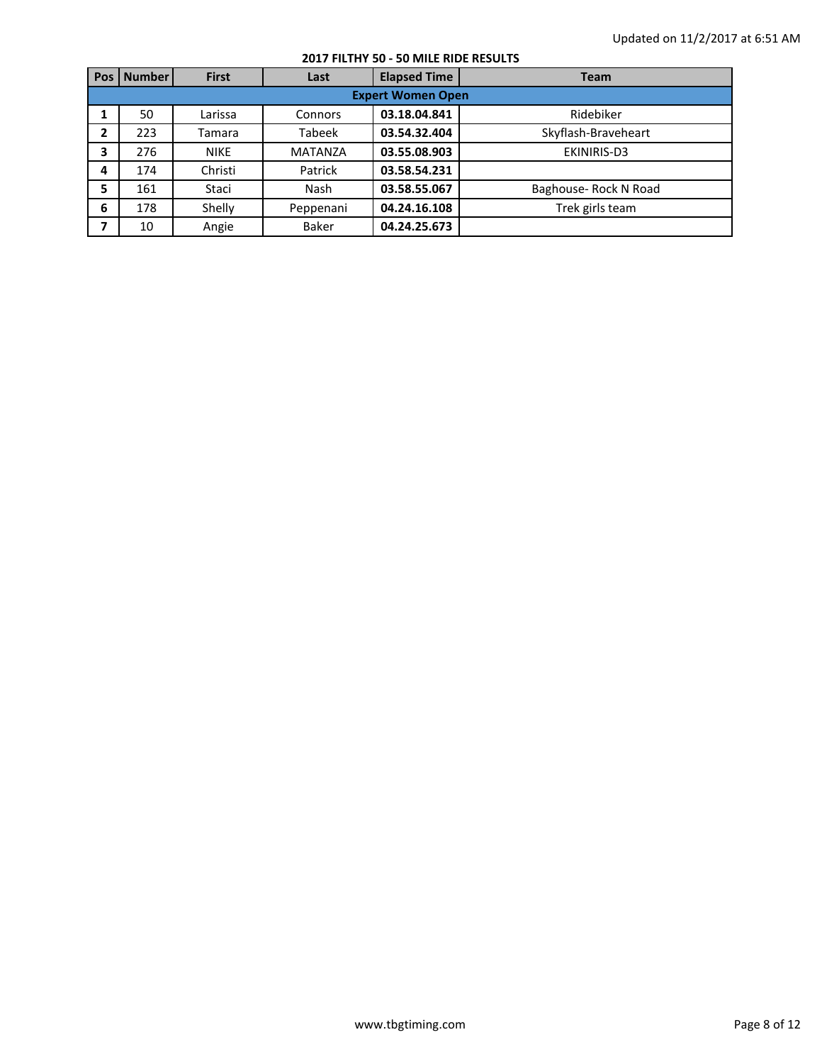Updated on 11/2/2017 at 6:51 AM

**2017 FILTHY 50 - 50 MILE RIDE RESULTS**

| Pos | Number | First | Last | Elapsed Time | Team |
|---|---|---|---|---|---|
| **Expert Women Open** | | | | | |
| **1** | 50 | Larissa | Connors | **03.18.04.841** | Ridebiker |
| **2** | 223 | Tamara | Tabeek | **03.54.32.404** | Skyflash-Braveheart |
| **3** | 276 | NIKE | MATANZA | **03.55.08.903** | EKINIRIS-D3 |
| **4** | 174 | Christi | Patrick | **03.58.54.231** | |
| **5** | 161 | Staci | Nash | **03.58.55.067** | Baghouse- Rock N Road |
| **6** | 178 | Shelly | Peppenani | **04.24.16.108** | Trek girls team |
| **7** | 10 | Angie | Baker | **04.24.25.673** | |

www.tbgtiming.com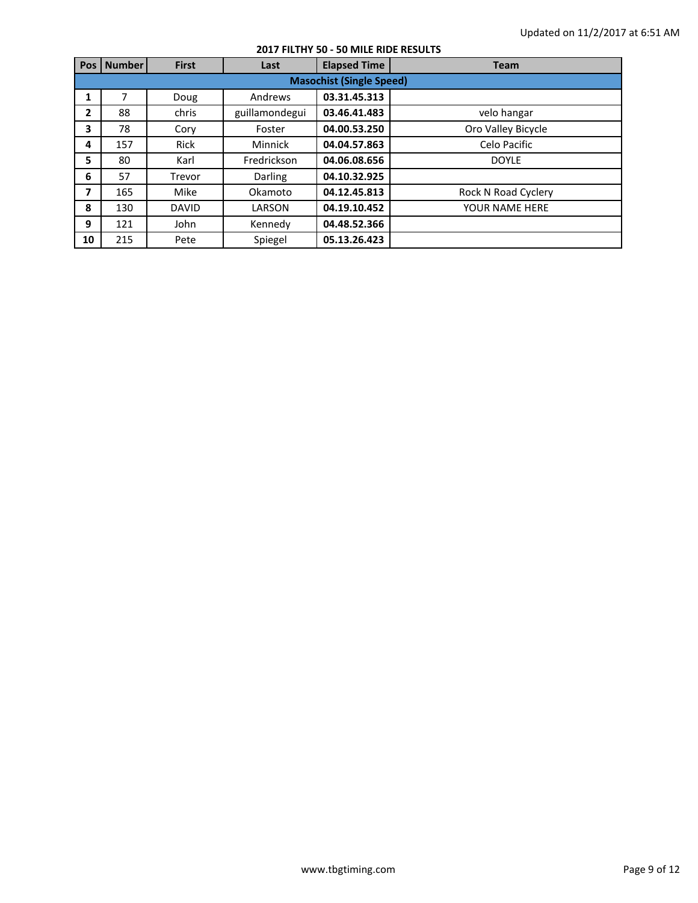Updated on 11/2/2017 at 6:51 AM

**2017 FILTHY 50 - 50 MILE RIDE RESULTS**

| Pos | Number | First | Last | Elapsed Time | Team |
|---|---|---|---|---|---|
| **Masochist (Single Speed)** | | | | | |
| **1** | 7 | Doug | Andrews | **03.31.45.313** | |
| **2** | 88 | chris | guillamondegui | **03.46.41.483** | velo hangar |
| **3** | 78 | Cory | Foster | **04.00.53.250** | Oro Valley Bicycle |
| **4** | 157 | Rick | Minnick | **04.04.57.863** | Celo Pacific |
| **5** | 80 | Karl | Fredrickson | **04.06.08.656** | DOYLE |
| **6** | 57 | Trevor | Darling | **04.10.32.925** | |
| **7** | 165 | Mike | Okamoto | **04.12.45.813** | Rock N Road Cyclery |
| **8** | 130 | DAVID | LARSON | **04.19.10.452** | YOUR NAME HERE |
| **9** | 121 | John | Kennedy | **04.48.52.366** | |
| **10** | 215 | Pete | Spiegel | **05.13.26.423** | |

www.tbgtiming.com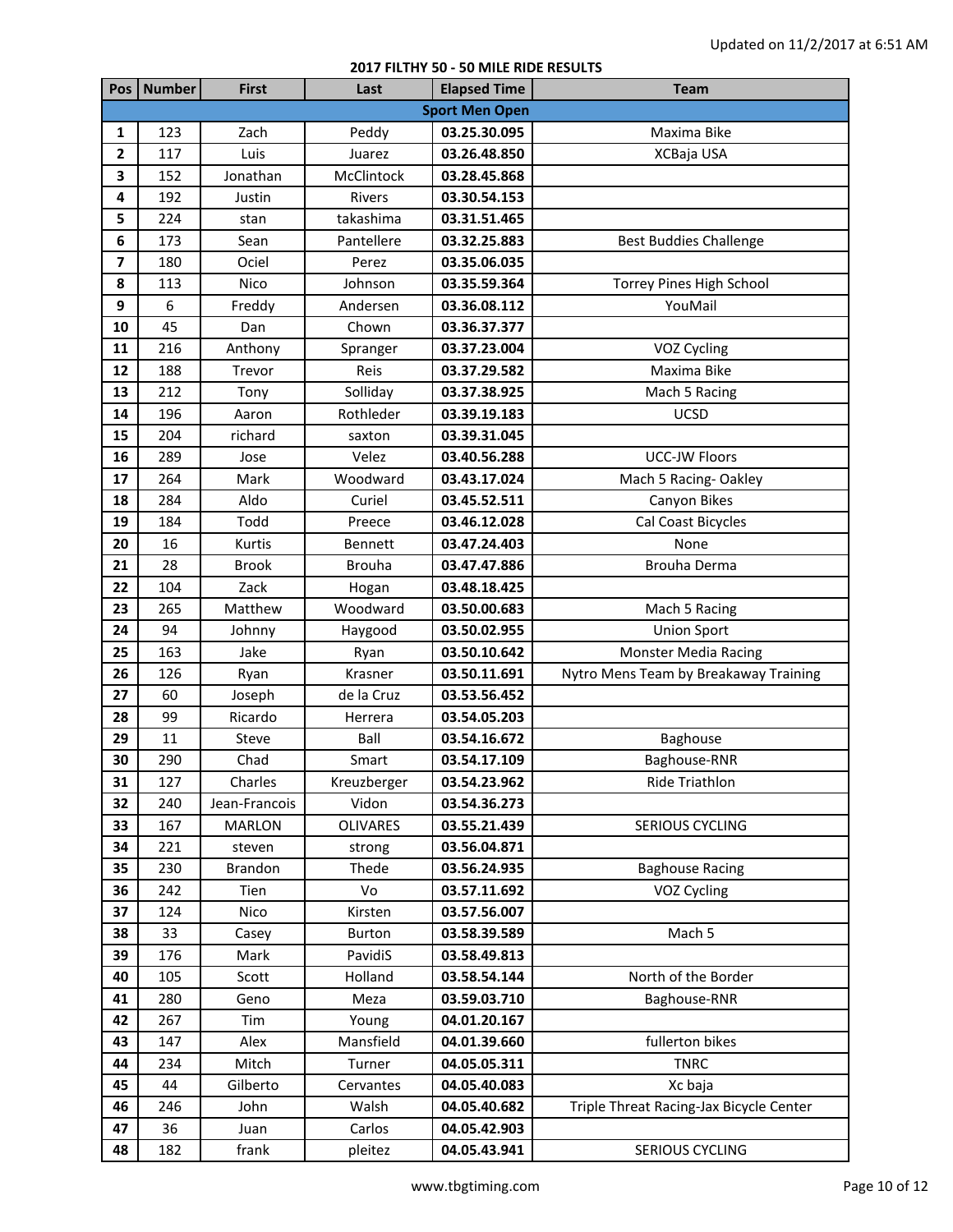Updated on 11/2/2017 at 6:51 AM

## 2017 FILTHY 50 - 50 MILE RIDE RESULTS

| Pos | Number | First | Last | Elapsed Time | Team |
|---|---|---|---|---|---|
| **Sport Men Open** | | | | | |
| 1 | 123 | Zach | Peddy | 03.25.30.095 | Maxima Bike |
| 2 | 117 | Luis | Juarez | 03.26.48.850 | XCBaja USA |
| 3 | 152 | Jonathan | McClintock | 03.28.45.868 | |
| 4 | 192 | Justin | Rivers | 03.30.54.153 | |
| 5 | 224 | stan | takashima | 03.31.51.465 | |
| 6 | 173 | Sean | Pantellere | 03.32.25.883 | Best Buddies Challenge |
| 7 | 180 | Ociel | Perez | 03.35.06.035 | |
| 8 | 113 | Nico | Johnson | 03.35.59.364 | Torrey Pines High School |
| 9 | 6 | Freddy | Andersen | 03.36.08.112 | YouMail |
| 10 | 45 | Dan | Chown | 03.36.37.377 | |
| 11 | 216 | Anthony | Spranger | 03.37.23.004 | VOZ Cycling |
| 12 | 188 | Trevor | Reis | 03.37.29.582 | Maxima Bike |
| 13 | 212 | Tony | Solliday | 03.37.38.925 | Mach 5 Racing |
| 14 | 196 | Aaron | Rothleder | 03.39.19.183 | UCSD |
| 15 | 204 | richard | saxton | 03.39.31.045 | |
| 16 | 289 | Jose | Velez | 03.40.56.288 | UCC-JW Floors |
| 17 | 264 | Mark | Woodward | 03.43.17.024 | Mach 5 Racing- Oakley |
| 18 | 284 | Aldo | Curiel | 03.45.52.511 | Canyon Bikes |
| 19 | 184 | Todd | Preece | 03.46.12.028 | Cal Coast Bicycles |
| 20 | 16 | Kurtis | Bennett | 03.47.24.403 | None |
| 21 | 28 | Brook | Brouha | 03.47.47.886 | Brouha Derma |
| 22 | 104 | Zack | Hogan | 03.48.18.425 | |
| 23 | 265 | Matthew | Woodward | 03.50.00.683 | Mach 5 Racing |
| 24 | 94 | Johnny | Haygood | 03.50.02.955 | Union Sport |
| 25 | 163 | Jake | Ryan | 03.50.10.642 | Monster Media Racing |
| 26 | 126 | Ryan | Krasner | 03.50.11.691 | Nytro Mens Team by Breakaway Training |
| 27 | 60 | Joseph | de la Cruz | 03.53.56.452 | |
| 28 | 99 | Ricardo | Herrera | 03.54.05.203 | |
| 29 | 11 | Steve | Ball | 03.54.16.672 | Baghouse |
| 30 | 290 | Chad | Smart | 03.54.17.109 | Baghouse-RNR |
| 31 | 127 | Charles | Kreuzberger | 03.54.23.962 | Ride Triathlon |
| 32 | 240 | Jean-Francois | Vidon | 03.54.36.273 | |
| 33 | 167 | MARLON | OLIVARES | 03.55.21.439 | SERIOUS CYCLING |
| 34 | 221 | steven | strong | 03.56.04.871 | |
| 35 | 230 | Brandon | Thede | 03.56.24.935 | Baghouse Racing |
| 36 | 242 | Tien | Vo | 03.57.11.692 | VOZ Cycling |
| 37 | 124 | Nico | Kirsten | 03.57.56.007 | |
| 38 | 33 | Casey | Burton | 03.58.39.589 | Mach 5 |
| 39 | 176 | Mark | PavidiS | 03.58.49.813 | |
| 40 | 105 | Scott | Holland | 03.58.54.144 | North of the Border |
| 41 | 280 | Geno | Meza | 03.59.03.710 | Baghouse-RNR |
| 42 | 267 | Tim | Young | 04.01.20.167 | |
| 43 | 147 | Alex | Mansfield | 04.01.39.660 | fullerton bikes |
| 44 | 234 | Mitch | Turner | 04.05.05.311 | TNRC |
| 45 | 44 | Gilberto | Cervantes | 04.05.40.083 | Xc baja |
| 46 | 246 | John | Walsh | 04.05.40.682 | Triple Threat Racing-Jax Bicycle Center |
| 47 | 36 | Juan | Carlos | 04.05.42.903 | |
| 48 | 182 | frank | pleitez | 04.05.43.941 | SERIOUS CYCLING |

www.tbgtiming.com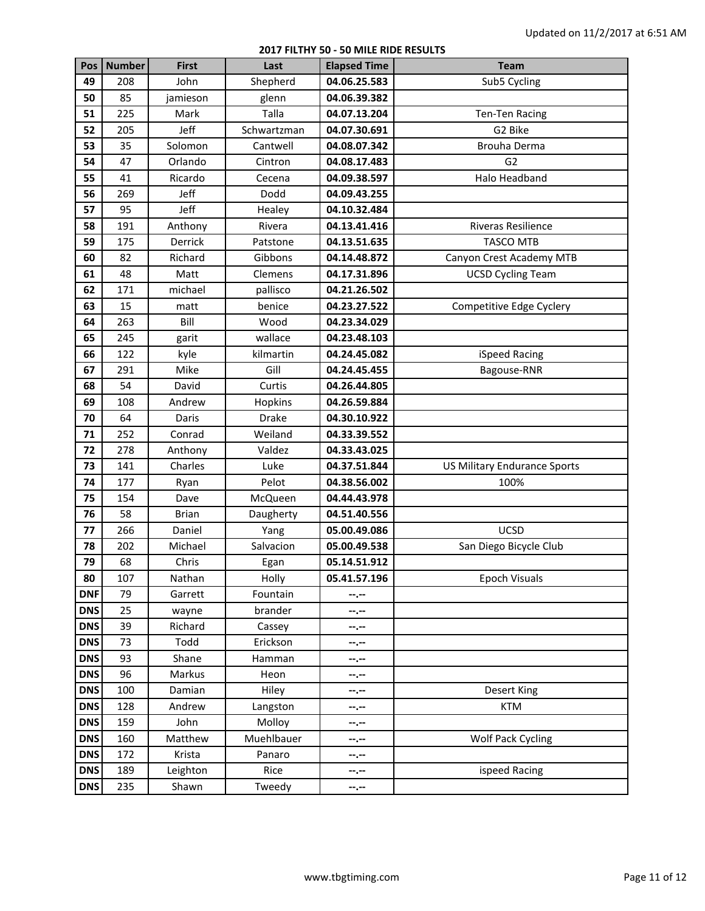Updated on 11/2/2017 at 6:51 AM

**2017 FILTHY 50 - 50 MILE RIDE RESULTS**

| Pos | Number | First | Last | Elapsed Time | Team |
|---|---|---|---|---|---|
| 49 | 208 | John | Shepherd | 04.06.25.583 | Sub5 Cycling |
| 50 | 85 | jamieson | glenn | 04.06.39.382 | |
| 51 | 225 | Mark | Talla | 04.07.13.204 | Ten-Ten Racing |
| 52 | 205 | Jeff | Schwartzman | 04.07.30.691 | G2 Bike |
| 53 | 35 | Solomon | Cantwell | 04.08.07.342 | Brouha Derma |
| 54 | 47 | Orlando | Cintron | 04.08.17.483 | G2 |
| 55 | 41 | Ricardo | Cecena | 04.09.38.597 | Halo Headband |
| 56 | 269 | Jeff | Dodd | 04.09.43.255 | |
| 57 | 95 | Jeff | Healey | 04.10.32.484 | |
| 58 | 191 | Anthony | Rivera | 04.13.41.416 | Riveras Resilience |
| 59 | 175 | Derrick | Patstone | 04.13.51.635 | TASCO MTB |
| 60 | 82 | Richard | Gibbons | 04.14.48.872 | Canyon Crest Academy MTB |
| 61 | 48 | Matt | Clemens | 04.17.31.896 | UCSD Cycling Team |
| 62 | 171 | michael | pallisco | 04.21.26.502 | |
| 63 | 15 | matt | benice | 04.23.27.522 | Competitive Edge Cyclery |
| 64 | 263 | Bill | Wood | 04.23.34.029 | |
| 65 | 245 | garit | wallace | 04.23.48.103 | |
| 66 | 122 | kyle | kilmartin | 04.24.45.082 | iSpeed Racing |
| 67 | 291 | Mike | Gill | 04.24.45.455 | Bagouse-RNR |
| 68 | 54 | David | Curtis | 04.26.44.805 | |
| 69 | 108 | Andrew | Hopkins | 04.26.59.884 | |
| 70 | 64 | Daris | Drake | 04.30.10.922 | |
| 71 | 252 | Conrad | Weiland | 04.33.39.552 | |
| 72 | 278 | Anthony | Valdez | 04.33.43.025 | |
| 73 | 141 | Charles | Luke | 04.37.51.844 | US Military Endurance Sports |
| 74 | 177 | Ryan | Pelot | 04.38.56.002 | 100% |
| 75 | 154 | Dave | McQueen | 04.44.43.978 | |
| 76 | 58 | Brian | Daugherty | 04.51.40.556 | |
| 77 | 266 | Daniel | Yang | 05.00.49.086 | UCSD |
| 78 | 202 | Michael | Salvacion | 05.00.49.538 | San Diego Bicycle Club |
| 79 | 68 | Chris | Egan | 05.14.51.912 | |
| 80 | 107 | Nathan | Holly | 05.41.57.196 | Epoch Visuals |
| DNF | 79 | Garrett | Fountain | --.-- | |
| DNS | 25 | wayne | brander | --.-- | |
| DNS | 39 | Richard | Cassey | --.-- | |
| DNS | 73 | Todd | Erickson | --.-- | |
| DNS | 93 | Shane | Hamman | --.-- | |
| DNS | 96 | Markus | Heon | --.-- | |
| DNS | 100 | Damian | Hiley | --.-- | Desert King |
| DNS | 128 | Andrew | Langston | --.-- | KTM |
| DNS | 159 | John | Molloy | --.-- | |
| DNS | 160 | Matthew | Muehlbauer | --.-- | Wolf Pack Cycling |
| DNS | 172 | Krista | Panaro | --.-- | |
| DNS | 189 | Leighton | Rice | --.-- | ispeed Racing |
| DNS | 235 | Shawn | Tweedy | --.-- | |

www.tbgtiming.com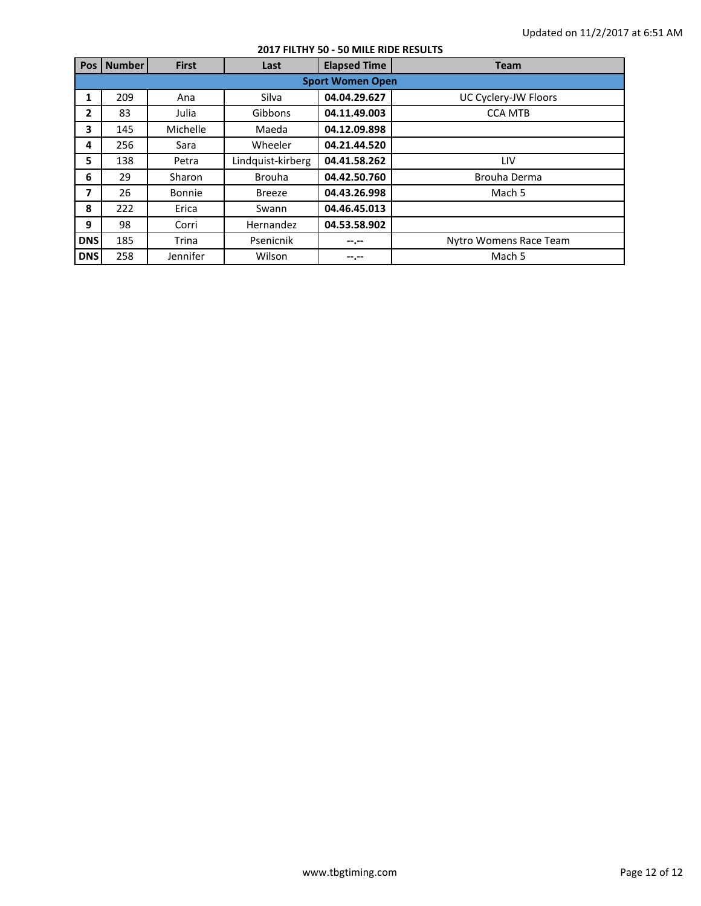Updated on 11/2/2017 at 6:51 AM

**2017 FILTHY 50 - 50 MILE RIDE RESULTS**

| Pos | Number | First | Last | Elapsed Time | Team |
|---|---|---|---|---|---|
| **Sport Women Open** | | | | | |
| **1** | 209 | Ana | Silva | **04.04.29.627** | UC Cyclery-JW Floors |
| **2** | 83 | Julia | Gibbons | **04.11.49.003** | CCA MTB |
| **3** | 145 | Michelle | Maeda | **04.12.09.898** | |
| **4** | 256 | Sara | Wheeler | **04.21.44.520** | |
| **5** | 138 | Petra | Lindquist-kirberg | **04.41.58.262** | LIV |
| **6** | 29 | Sharon | Brouha | **04.42.50.760** | Brouha Derma |
| **7** | 26 | Bonnie | Breeze | **04.43.26.998** | Mach 5 |
| **8** | 222 | Erica | Swann | **04.46.45.013** | |
| **9** | 98 | Corri | Hernandez | **04.53.58.902** | |
| **DNS** | 185 | Trina | Psenicnik | **--.--** | Nytro Womens Race Team |
| **DNS** | 258 | Jennifer | Wilson | **--.--** | Mach 5 |

www.tbgtiming.com